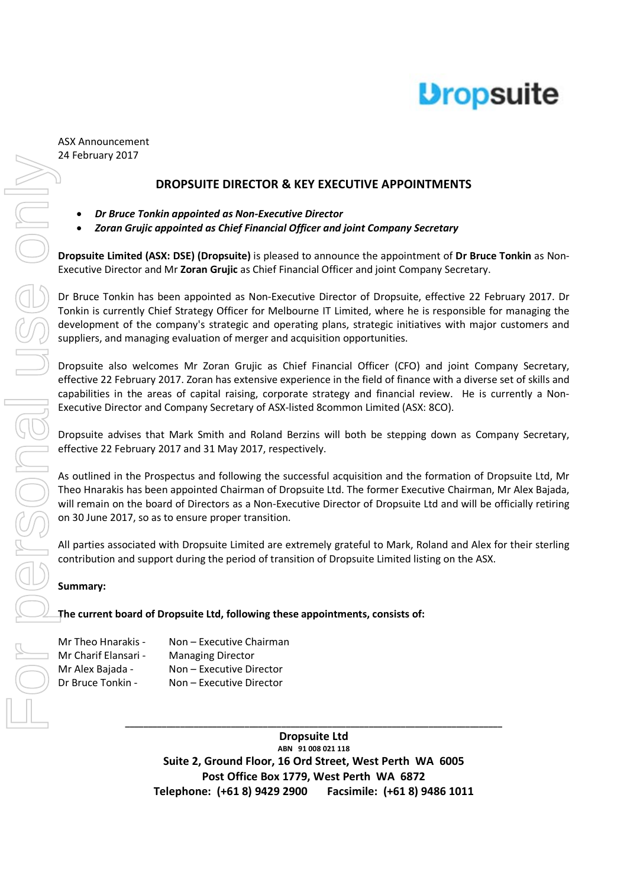ASX Announcement
24 February 2017

## DROPSUITE DIRECTOR & KEY EXECUTIVE APPOINTMENTS

- ***Dr Bruce Tonkin appointed as Non-Executive Director***
- ***Zoran Grujic appointed as Chief Financial Officer and joint Company Secretary***

**Dropsuite Limited (ASX: DSE) (Dropsuite)** is pleased to announce the appointment of **Dr Bruce Tonkin** as Non-Executive Director and Mr **Zoran Grujic** as Chief Financial Officer and joint Company Secretary.

Dr Bruce Tonkin has been appointed as Non-Executive Director of Dropsuite, effective 22 February 2017. Dr Tonkin is currently Chief Strategy Officer for Melbourne IT Limited, where he is responsible for managing the development of the company's strategic and operating plans, strategic initiatives with major customers and suppliers, and managing evaluation of merger and acquisition opportunities.

Dropsuite also welcomes Mr Zoran Grujic as Chief Financial Officer (CFO) and joint Company Secretary, effective 22 February 2017. Zoran has extensive experience in the field of finance with a diverse set of skills and capabilities in the areas of capital raising, corporate strategy and financial review. He is currently a Non-Executive Director and Company Secretary of ASX-listed 8common Limited (ASX: 8CO).

Dropsuite advises that Mark Smith and Roland Berzins will both be stepping down as Company Secretary, effective 22 February 2017 and 31 May 2017, respectively.

As outlined in the Prospectus and following the successful acquisition and the formation of Dropsuite Ltd, Mr Theo Hnarakis has been appointed Chairman of Dropsuite Ltd. The former Executive Chairman, Mr Alex Bajada, will remain on the board of Directors as a Non-Executive Director of Dropsuite Ltd and will be officially retiring on 30 June 2017, so as to ensure proper transition.

All parties associated with Dropsuite Limited are extremely grateful to Mark, Roland and Alex for their sterling contribution and support during the period of transition of Dropsuite Limited listing on the ASX.

**Summary:**

**The current board of Dropsuite Ltd, following these appointments, consists of:**

| | |
|---|---|
| Mr Theo Hnarakis - | Non – Executive Chairman |
| Mr Charif Elansari - | Managing Director |
| Mr Alex Bajada - | Non – Executive Director |
| Dr Bruce Tonkin - | Non – Executive Director |

**Dropsuite Ltd**
**ABN 91 008 021 118**
**Suite 2, Ground Floor, 16 Ord Street, West Perth WA 6005**
**Post Office Box 1779, West Perth WA 6872**
**Telephone: (+61 8) 9429 2900 Facsimile: (+61 8) 9486 1011**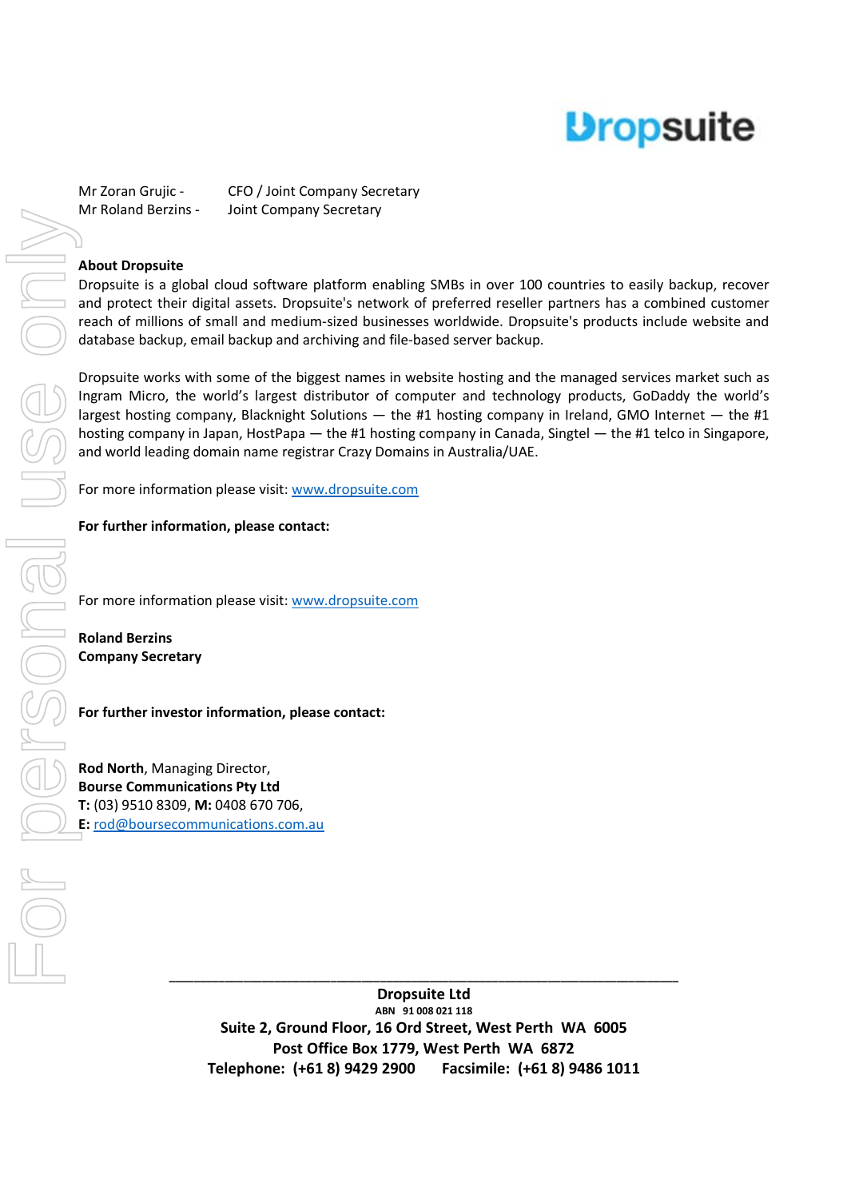Mr Zoran Grujic - CFO / Joint Company Secretary
Mr Roland Berzins - Joint Company Secretary

**About Dropsuite**

Dropsuite is a global cloud software platform enabling SMBs in over 100 countries to easily backup, recover and protect their digital assets. Dropsuite's network of preferred reseller partners has a combined customer reach of millions of small and medium-sized businesses worldwide. Dropsuite's products include website and database backup, email backup and archiving and file-based server backup.

Dropsuite works with some of the biggest names in website hosting and the managed services market such as Ingram Micro, the world's largest distributor of computer and technology products, GoDaddy the world's largest hosting company, Blacknight Solutions — the #1 hosting company in Ireland, GMO Internet — the #1 hosting company in Japan, HostPapa — the #1 hosting company in Canada, Singtel — the #1 telco in Singapore, and world leading domain name registrar Crazy Domains in Australia/UAE.

For more information please visit: www.dropsuite.com

**For further information, please contact:**

For more information please visit: www.dropsuite.com

**Roland Berzins**
**Company Secretary**

**For further investor information, please contact:**

**Rod North**, Managing Director,
**Bourse Communications Pty Ltd**
**T:** (03) 9510 8309, **M:** 0408 670 706,
**E:** rod@boursecommunications.com.au

**Dropsuite Ltd**
ABN 91 008 021 118
Suite 2, Ground Floor, 16 Ord Street, West Perth WA 6005
Post Office Box 1779, West Perth WA 6872
Telephone: (+61 8) 9429 2900 Facsimile: (+61 8) 9486 1011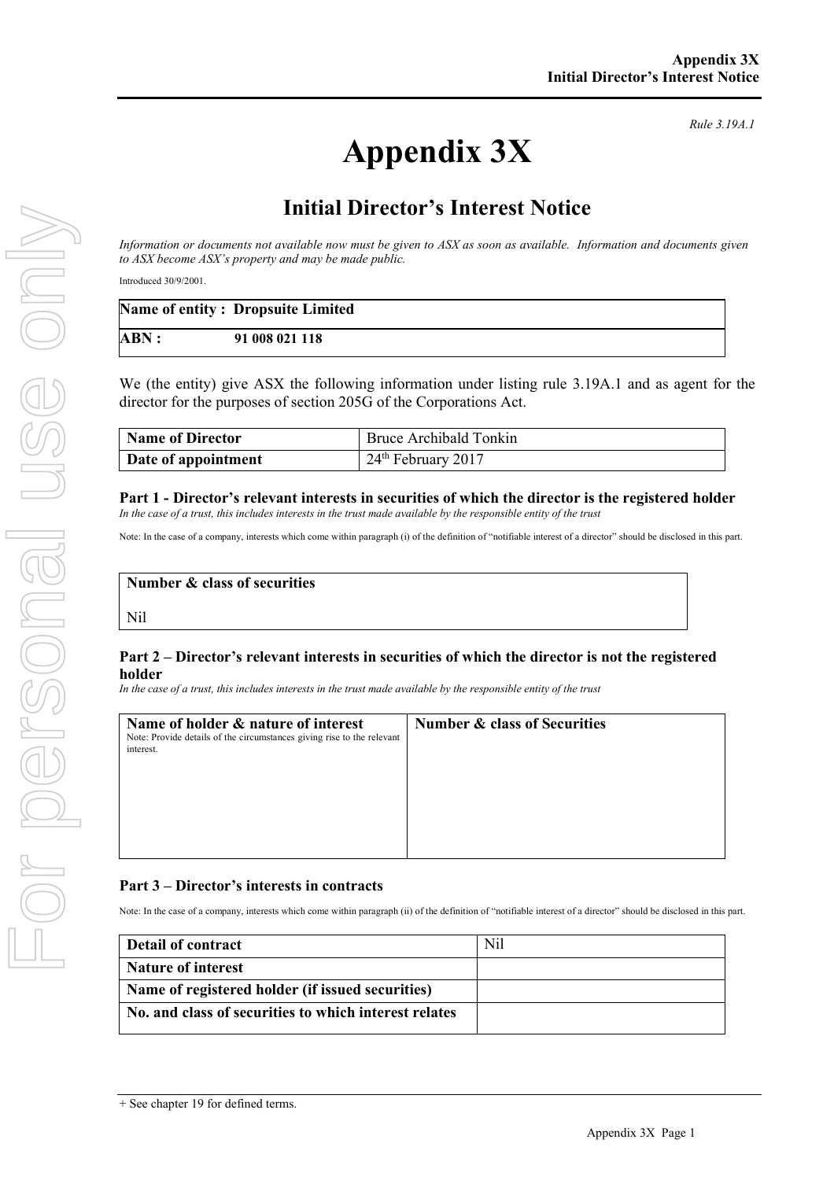*Rule 3.19A.1*

# Appendix 3X

## Initial Director's Interest Notice

*Information or documents not available now must be given to ASX as soon as available. Information and documents given to ASX become ASX's property and may be made public.*

Introduced 30/9/2001.

| | |
|---|---|
| **Name of entity : Dropsuite Limited** | |
| **ABN :** | **91 008 021 118** |

We (the entity) give ASX the following information under listing rule 3.19A.1 and as agent for the director for the purposes of section 205G of the Corporations Act.

| | |
|---|---|
| **Name of Director** | Bruce Archibald Tonkin |
| **Date of appointment** | 24th February 2017 |

### Part 1 - Director's relevant interests in securities of which the director is the registered holder

*In the case of a trust, this includes interests in the trust made available by the responsible entity of the trust*

Note: In the case of a company, interests which come within paragraph (i) of the definition of "notifiable interest of a director" should be disclosed in this part.

| **Number & class of securities** |
|---|
| Nil |

### Part 2 – Director's relevant interests in securities of which the director is not the registered holder

*In the case of a trust, this includes interests in the trust made available by the responsible entity of the trust*

| **Name of holder & nature of interest**<br>Note: Provide details of the circumstances giving rise to the relevant interest. | **Number & class of Securities** |
|---|---|
| | |

### Part 3 – Director's interests in contracts

Note: In the case of a company, interests which come within paragraph (ii) of the definition of "notifiable interest of a director" should be disclosed in this part.

| | |
|---|---|
| **Detail of contract** | Nil |
| **Nature of interest** | |
| **Name of registered holder (if issued securities)** | |
| **No. and class of securities to which interest relates** | |

+ See chapter 19 for defined terms.